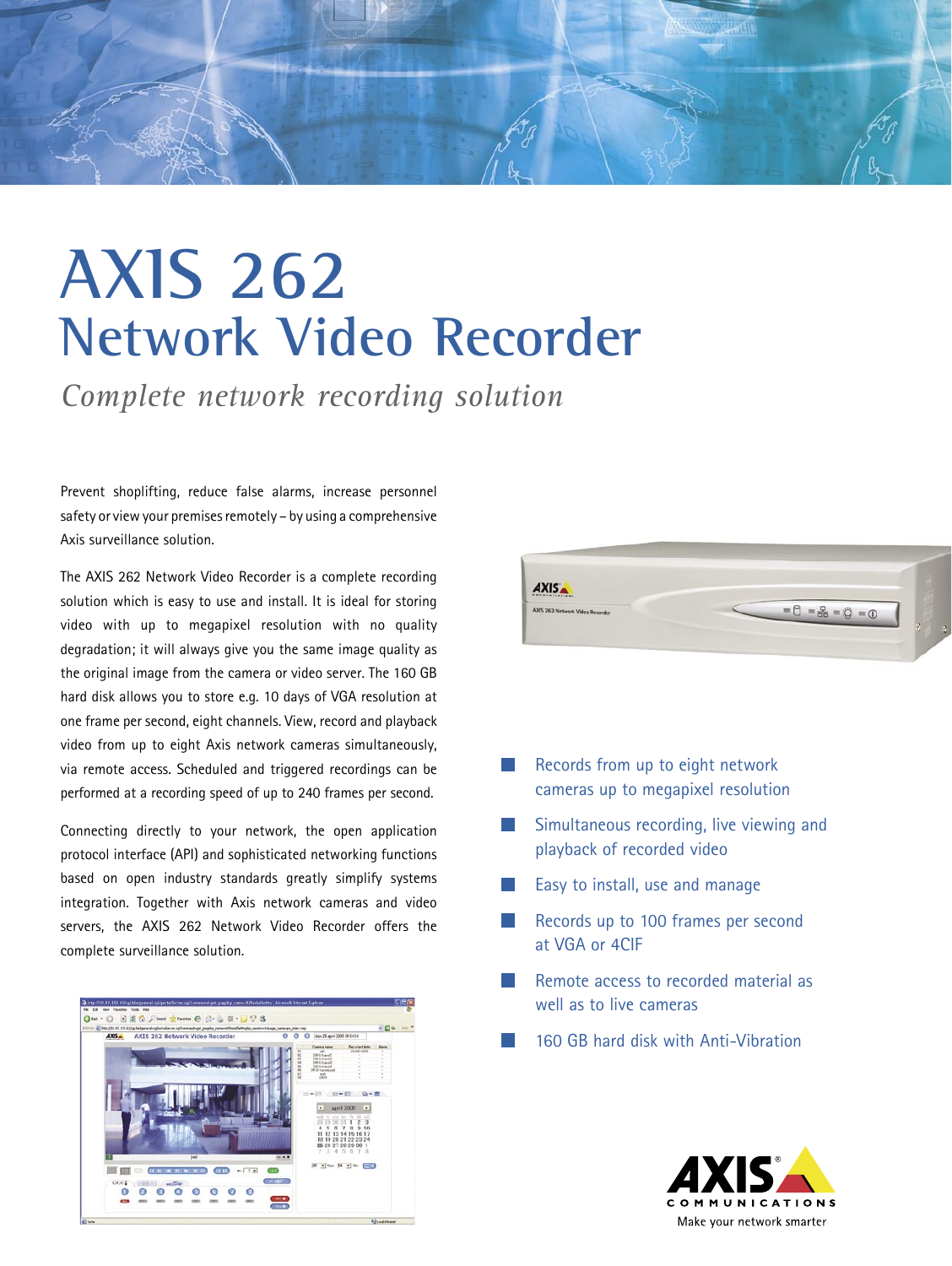# AXIS 262
## Network Video Recorder

*Complete network recording solution*

Prevent shoplifting, reduce false alarms, increase personnel safety or view your premises remotely – by using a comprehensive Axis surveillance solution.

The AXIS 262 Network Video Recorder is a complete recording solution which is easy to use and install. It is ideal for storing video with up to megapixel resolution with no quality degradation; it will always give you the same image quality as the original image from the camera or video server. The 160 GB hard disk allows you to store e.g. 10 days of VGA resolution at one frame per second, eight channels. View, record and playback video from up to eight Axis network cameras simultaneously, via remote access. Scheduled and triggered recordings can be performed at a recording speed of up to 240 frames per second.

Connecting directly to your network, the open application protocol interface (API) and sophisticated networking functions based on open industry standards greatly simplify systems integration. Together with Axis network cameras and video servers, the AXIS 262 Network Video Recorder offers the complete surveillance solution.

- Records from up to eight network cameras up to megapixel resolution
- Simultaneous recording, live viewing and playback of recorded video
- Easy to install, use and manage
- Records up to 100 frames per second at VGA or 4CIF
- Remote access to recorded material as well as to live cameras
- 160 GB hard disk with Anti-Vibration

AXIS COMMUNICATIONS

Make your network smarter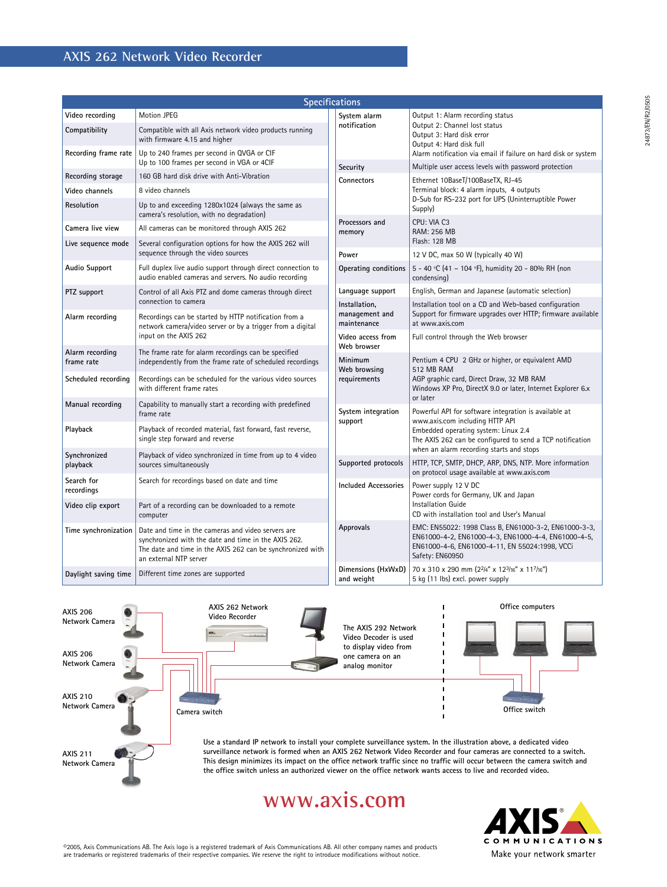# AXIS 262 Network Video Recorder

## Specifications

| | |
|---|---|
| Video recording | Motion JPEG |
| Compatibility | Compatible with all Axis network video products running with firmware 4.15 and higher |
| Recording frame rate | Up to 240 frames per second in QVGA or CIF<br>Up to 100 frames per second in VGA or 4CIF |
| Recording storage | 160 GB hard disk drive with Anti-Vibration |
| Video channels | 8 video channels |
| Resolution | Up to and exceeding 1280x1024 (always the same as camera's resolution, with no degradation) |
| Camera live view | All cameras can be monitored through AXIS 262 |
| Live sequence mode | Several configuration options for how the AXIS 262 will sequence through the video sources |
| Audio Support | Full duplex live audio support through direct connection to audio enabled cameras and servers. No audio recording |
| PTZ support | Control of all Axis PTZ and dome cameras through direct connection to camera |
| Alarm recording | Recordings can be started by HTTP notification from a network camera/video server or by a trigger from a digital input on the AXIS 262 |
| Alarm recording frame rate | The frame rate for alarm recordings can be specified independently from the frame rate of scheduled recordings |
| Scheduled recording | Recordings can be scheduled for the various video sources with different frame rates |
| Manual recording | Capability to manually start a recording with predefined frame rate |
| Playback | Playback of recorded material, fast forward, fast reverse, single step forward and reverse |
| Synchronized playback | Playback of video synchronized in time from up to 4 video sources simultaneously |
| Search for recordings | Search for recordings based on date and time |
| Video clip export | Part of a recording can be downloaded to a remote computer |
| Time synchronization | Date and time in the cameras and video servers are synchronized with the date and time in the AXIS 262. The date and time in the AXIS 262 can be synchronized with an external NTP server |
| Daylight saving time | Different time zones are supported |
| System alarm notification | Output 1: Alarm recording status<br>Output 2: Channel lost status<br>Output 3: Hard disk error<br>Output 4: Hard disk full<br>Alarm notification via email if failure on hard disk or system |
| Security | Multiple user access levels with password protection |
| Connectors | Ethernet 10BaseT/100BaseTX, RJ-45<br>Terminal block: 4 alarm inputs, 4 outputs<br>D-Sub for RS-232 port for UPS (Uninterruptible Power Supply) |
| Processors and memory | CPU: VIA C3<br>RAM: 256 MB<br>Flash: 128 MB |
| Power | 12 V DC, max 50 W (typically 40 W) |
| Operating conditions | 5 - 40 °C (41 – 104 °F), humidity 20 - 80% RH (non condensing) |
| Language support | English, German and Japanese (automatic selection) |
| Installation, management and maintenance | Installation tool on a CD and Web-based configuration<br>Support for firmware upgrades over HTTP; firmware available at www.axis.com |
| Video access from Web browser | Full control through the Web browser |
| Minimum Web browsing requirements | Pentium 4 CPU 2 GHz or higher, or equivalent AMD<br>512 MB RAM<br>AGP graphic card, Direct Draw, 32 MB RAM<br>Windows XP Pro, DirectX 9.0 or later, Internet Explorer 6.x or later |
| System integration support | Powerful API for software integration is available at www.axis.com including HTTP API<br>Embedded operating system: Linux 2.4<br>The AXIS 262 can be configured to send a TCP notification when an alarm recording starts and stops |
| Supported protocols | HTTP, TCP, SMTP, DHCP, ARP, DNS, NTP. More information on protocol usage available at www.axis.com |
| Included Accessories | Power supply 12 V DC<br>Power cords for Germany, UK and Japan<br>Installation Guide<br>CD with installation tool and User's Manual |
| Approvals | EMC: EN55022: 1998 Class B, EN61000-3-2, EN61000-3-3, EN61000-4-2, EN61000-4-3, EN61000-4-4, EN61000-4-5, EN61000-4-6, EN61000-4-11, EN 55024:1998, VCCi<br>Safety: EN60950 |
| Dimensions (HxWxD) and weight | 70 x 310 x 290 mm (2 1/4" x 12 3/16" x 11 7/16")<br>5 kg (11 lbs) excl. power supply |

AXIS 206 Network Camera

AXIS 206 Network Camera

AXIS 210 Network Camera

AXIS 211 Network Camera

AXIS 262 Network Video Recorder

The AXIS 292 Network Video Decoder is used to display video from one camera on an analog monitor

Camera switch

Office computers

Office switch

Use a standard IP network to install your complete surveillance system. In the illustration above, a dedicated video surveillance network is formed when an AXIS 262 Network Video Recorder and four cameras are connected to a switch. This design minimizes its impact on the office network traffic since no traffic will occur between the camera switch and the office switch unless an authorized viewer on the office network wants access to live and recorded video.

www.axis.com

AXIS COMMUNICATIONS

Make your network smarter

©2005, Axis Communications AB. The Axis logo is a registered trademark of Axis Communications AB. All other company names and products are trademarks or registered trademarks of their respective companies. We reserve the right to introduce modifications without notice.

24873/EN/R2/0505